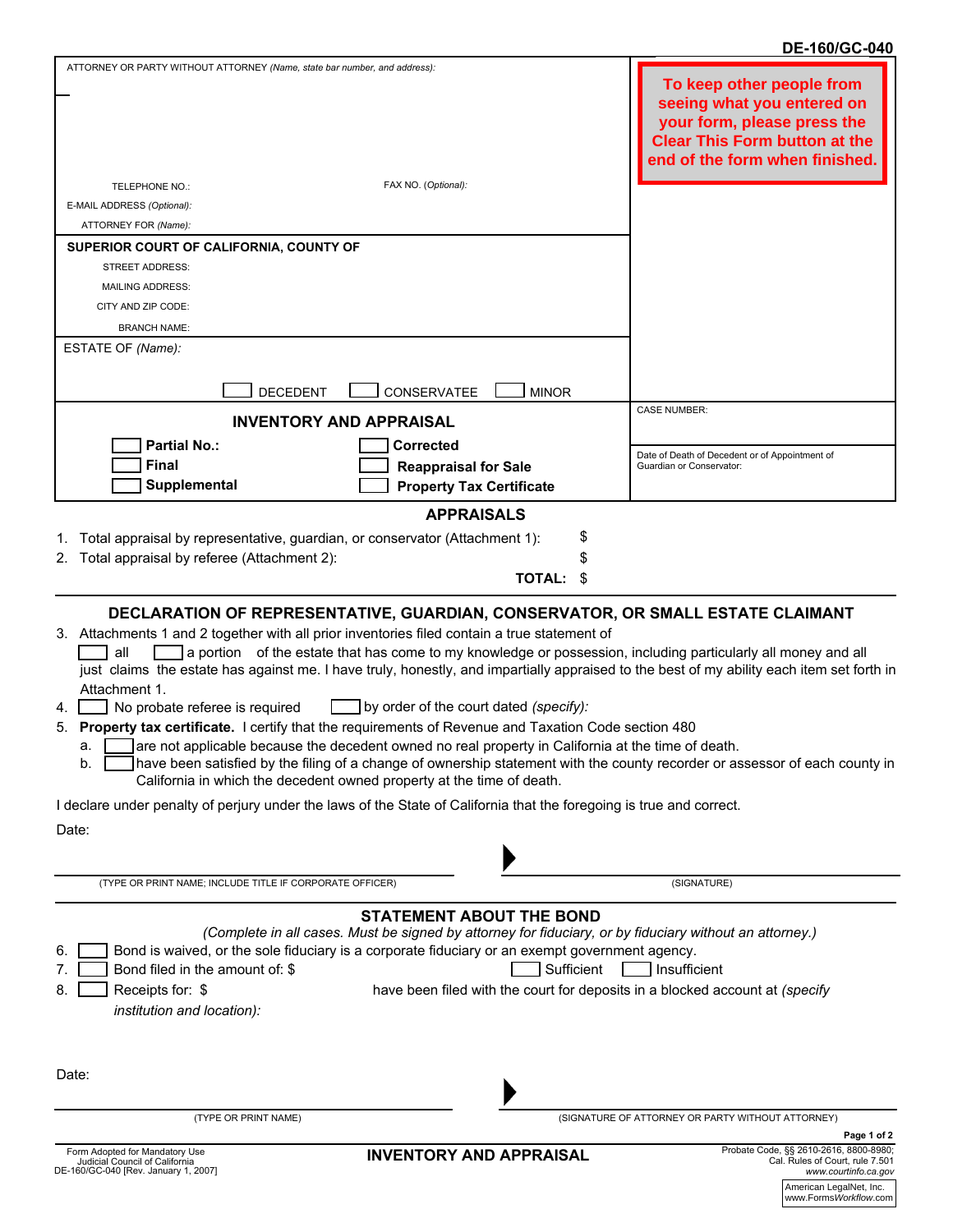DE-160/GC-040

ATTORNEY OR PARTY WITHOUT ATTORNEY *(Name, state bar number, and address)*:

TELEPHONE NO.: FAX NO. *(Optional)*:

E-MAIL ADDRESS *(Optional)*:

ATTORNEY FOR *(Name)*:

**To keep other people from seeing what you entered on your form, please press the Clear This Form button at the end of the form when finished.**

**SUPERIOR COURT OF CALIFORNIA, COUNTY OF**

STREET ADDRESS:

MAILING ADDRESS:

CITY AND ZIP CODE:

BRANCH NAME:

ESTATE OF *(Name)*:

☐ DECEDENT ☐ CONSERVATEE ☐ MINOR

## INVENTORY AND APPRAISAL

☐ **Partial No.:** ☐ **Corrected**

☐ **Final** ☐ **Reappraisal for Sale**

☐ **Supplemental** ☐ **Property Tax Certificate**

CASE NUMBER:

Date of Death of Decedent or of Appointment of Guardian or Conservator:

## APPRAISALS

1. Total appraisal by representative, guardian, or conservator (Attachment 1): $
2. Total appraisal by referee (Attachment 2): $

**TOTAL:** $

## DECLARATION OF REPRESENTATIVE, GUARDIAN, CONSERVATOR, OR SMALL ESTATE CLAIMANT

3. Attachments 1 and 2 together with all prior inventories filed contain a true statement of ☐ all ☐ a portion of the estate that has come to my knowledge or possession, including particularly all money and all just claims the estate has against me. I have truly, honestly, and impartially appraised to the best of my ability each item set forth in Attachment 1.
4. ☐ No probate referee is required ☐ by order of the court dated *(specify)*:
5. **Property tax certificate.** I certify that the requirements of Revenue and Taxation Code section 480
   a. ☐ are not applicable because the decedent owned no real property in California at the time of death.
   b. ☐ have been satisfied by the filing of a change of ownership statement with the county recorder or assessor of each county in California in which the decedent owned property at the time of death.

I declare under penalty of perjury under the laws of the State of California that the foregoing is true and correct.

Date:

(TYPE OR PRINT NAME; INCLUDE TITLE IF CORPORATE OFFICER) (SIGNATURE)

## STATEMENT ABOUT THE BOND

*(Complete in all cases. Must be signed by attorney for fiduciary, or by fiduciary without an attorney.)*

6. ☐ Bond is waived, or the sole fiduciary is a corporate fiduciary or an exempt government agency.
7. ☐ Bond filed in the amount of: $ ☐ Sufficient ☐ Insufficient
8. ☐ Receipts for: $ have been filed with the court for deposits in a blocked account at *(specify institution and location)*:

Date:

(TYPE OR PRINT NAME) (SIGNATURE OF ATTORNEY OR PARTY WITHOUT ATTORNEY)

Form Adopted for Mandatory Use
Judicial Council of California
DE-160/GC-040 [Rev. January 1, 2007]

**INVENTORY AND APPRAISAL**

Probate Code, §§ 2610-2616, 8800-8980;
Cal. Rules of Court, rule 7.501
*www.courtinfo.ca.gov*

American LegalNet, Inc.
www.FormsWorkflow.com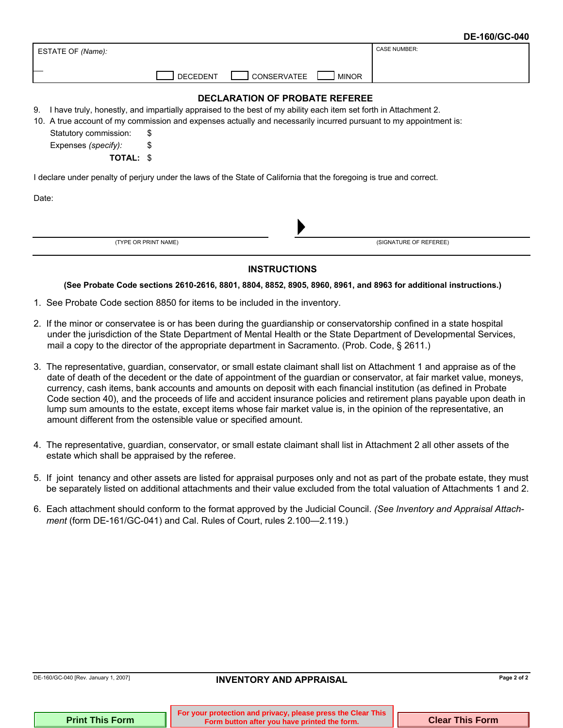**DE-160/GC-040**

| ESTATE OF *(Name):* ☐ DECEDENT ☐ CONSERVATEE ☐ MINOR | CASE NUMBER: |
|---|---|

## DECLARATION OF PROBATE REFEREE

9. I have truly, honestly, and impartially appraised to the best of my ability each item set forth in Attachment 2.
10. A true account of my commission and expenses actually and necessarily incurred pursuant to my appointment is:

    Statutory commission: $

    Expenses *(specify)*: $

    **TOTAL:** $

I declare under penalty of perjury under the laws of the State of California that the foregoing is true and correct.

Date:

(TYPE OR PRINT NAME) ▶ (SIGNATURE OF REFEREE)

## INSTRUCTIONS

**(See Probate Code sections 2610-2616, 8801, 8804, 8852, 8905, 8960, 8961, and 8963 for additional instructions.)**

1. See Probate Code section 8850 for items to be included in the inventory.
2. If the minor or conservatee is or has been during the guardianship or conservatorship confined in a state hospital under the jurisdiction of the State Department of Mental Health or the State Department of Developmental Services, mail a copy to the director of the appropriate department in Sacramento. (Prob. Code, § 2611.)
3. The representative, guardian, conservator, or small estate claimant shall list on Attachment 1 and appraise as of the date of death of the decedent or the date of appointment of the guardian or conservator, at fair market value, moneys, currency, cash items, bank accounts and amounts on deposit with each financial institution (as defined in Probate Code section 40), and the proceeds of life and accident insurance policies and retirement plans payable upon death in lump sum amounts to the estate, except items whose fair market value is, in the opinion of the representative, an amount different from the ostensible value or specified amount.
4. The representative, guardian, conservator, or small estate claimant shall list in Attachment 2 all other assets of the estate which shall be appraised by the referee.
5. If joint tenancy and other assets are listed for appraisal purposes only and not as part of the probate estate, they must be separately listed on additional attachments and their value excluded from the total valuation of Attachments 1 and 2.
6. Each attachment should conform to the format approved by the Judicial Council. *(See Inventory and Appraisal Attachment* (form DE-161/GC-041) and Cal. Rules of Court, rules 2.100—2.119.)

DE-160/GC-040 [Rev. January 1, 2007] **INVENTORY AND APPRAISAL**

Print This Form | For your protection and privacy, please press the Clear This Form button after you have printed the form. | Clear This Form